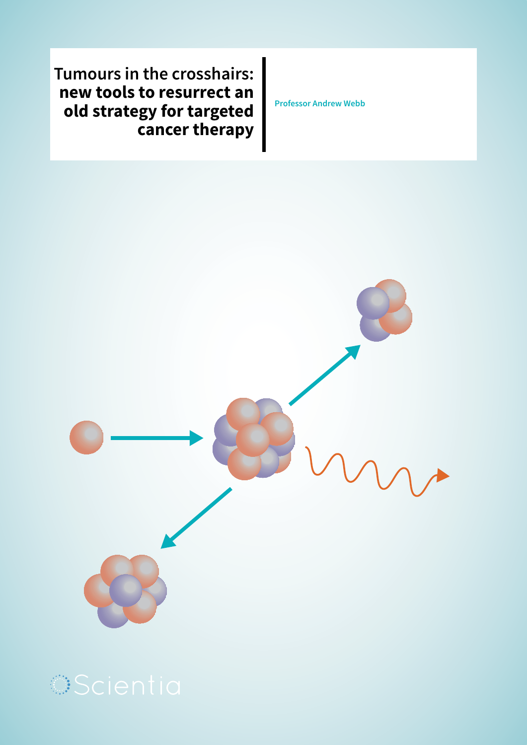# Tumours in the crosshairs: new tools to resurrect an old strategy for targeted cancer therapy

Professor Andrew Webb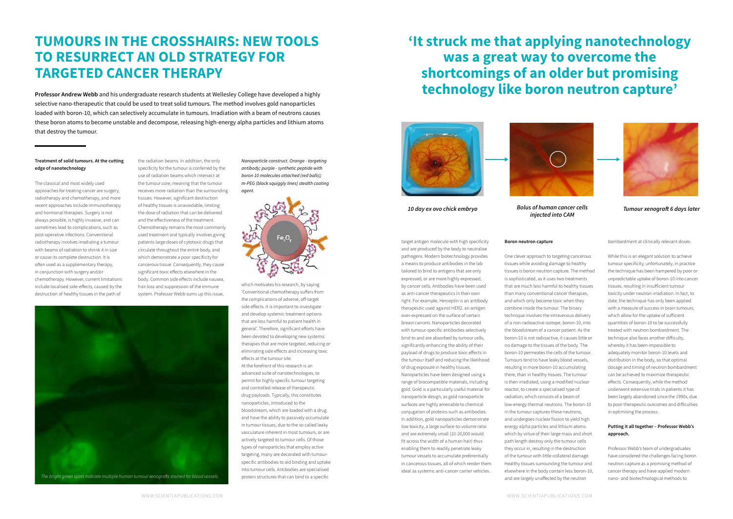# TUMOURS IN THE CROSSHAIRS: NEW TOOLS TO RESURRECT AN OLD STRATEGY FOR TARGETED CANCER THERAPY

**Professor Andrew Webb** and his undergraduate research students at Wellesley College have developed a highly selective nano-therapeutic that could be used to treat solid tumours. The method involves gold nanoparticles loaded with boron-10, which can selectively accumulate in tumours. Irradiation with a beam of neutrons causes these boron atoms to become unstable and decompose, releasing high-energy alpha particles and lithium atoms that destroy the tumour.

**Treatment of solid tumours. At the cutting edge of nanotechnology**

The classical and most widely used approaches for treating cancer are surgery, radiotherapy and chemotherapy, and more recent approaches include immunotherapy and hormonal therapies. Surgery is not always possible, is highly invasive, and can sometimes lead to complications, such as post-operative infections. Conventional radiotherapy involves irradiating a tumour with beams of radiation to shrink it in size or cause its complete destruction. It is often used as a supplementary therapy, in conjunction with surgery and/or chemotherapy. However, current limitations include localised side-effects, caused by the destruction of healthy tissues in the path of the radiation beams. In addition, the only specificity for the tumour is conferred by the use of radiation beams which intersect at the tumour core, meaning that the tumour receives more radiation than the surrounding tissues. However, significant destruction of healthy tissues is unavoidable, limiting the dose of radiation that can be delivered and the effectiveness of the treatment. Chemotherapy remains the most commonly used treatment and typically involves giving patients large doses of cytotoxic drugs that circulate throughout the entire body, and which demonstrate a poor specificity for cancerous tissue. Consequently, they cause significant toxic effects elsewhere in the body. Common side effects include nausea, hair loss and suppression of the immune system. Professor Webb sums up this issue, which motivates his research, by saying: 'Conventional chemotherapy suffers from the complications of adverse, off-target side effects. It is important to investigate and develop systemic treatment options that are less harmful to patient health in general'. Therefore, significant efforts have been devoted to developing new systemic therapies that are more targeted, reducing or eliminating side effects and increasing toxic effects at the tumour site.

*Nanoparticle construct. Orange - targeting antibody; purple - synthetic peptide with boron 10 molecules attached (red balls); m-PEG (black squiggly lines) stealth coating agent.*

*The bright green spots indicate multiple human tumour xenografts stained for blood vessels.*

At the forefront of this research is an advanced suite of nanotechnologies, to permit for highly specific tumour targeting and controlled release of therapeutic drug payloads. Typically, this constitutes nanoparticles, introduced to the bloodstream, which are loaded with a drug and have the ability to passively accumulate in tumour tissues, due to the so called leaky vasculature inherent in most tumours, or are actively targeted to tumour cells. Of those types of nanoparticles that employ active targeting, many are decorated with tumour-specific antibodies to aid binding and uptake into tumour cells. Antibodies are specialised protein structures that can bind to a specific target antigen molecule with high specificity and are produced by the body to neutralise pathogens. Modern biotechnology provides a means to produce antibodies in the lab tailored to bind to antigens that are only expressed, or are more highly expressed, by cancer cells. Antibodies have been used as anti-cancer therapeutics in their own right. For example, Herceptin is an antibody therapeutic used against HER2, an antigen over-expressed on the surface of certain breast cancers. Nanoparticles decorated with tumour-specific antibodies selectively bind to and are absorbed by tumour cells, significantly enhancing the ability of their payload of drugs to produce toxic effects in the tumour itself and reducing the likelihood of drug exposure in healthy tissues. Nanoparticles have been designed using a range of biocompatible materials, including gold. Gold is a particularly useful material for nanoparticle design, as gold nanoparticle surfaces are highly amenable to chemical conjugation of proteins such as antibodies. In addition, gold nanoparticles demonstrate low toxicity, a large surface-to-volume ratio and are extremely small (10-20,000 would fit across the width of a human hair) thus enabling them to readily penetrate leaky tumour vessels to accumulate preferentially in cancerous tissues, all of which render them ideal as systemic anti-cancer carrier vehicles.

## 'It struck me that applying nanotechnology was a great way to overcome the shortcomings of an older but promising technology like boron neutron capture'

*10 day ex ovo chick embryo* → *Bolus of human cancer cells injected into CAM* → *Tumour xenograft 6 days later*

**Boron neutron capture**

One clever approach to targeting cancerous tissues while avoiding damage to healthy tissues is boron neutron capture. The method is sophisticated, as it uses two treatments that are much less harmful to healthy tissues than many conventional cancer therapies, and which only become toxic when they combine inside the tumour. The binary technique involves the intravenous delivery of a non-radioactive isotope, boron-10, into the bloodstream of a cancer patient. As the boron-10 is not radioactive, it causes little or no damage to the tissues of the body. The boron-10 permeates the cells of the tumour. Tumours tend to have leaky blood vessels, resulting in more boron-10 accumulating there, than in healthy tissues. The tumour is then irradiated, using a modified nuclear reactor, to create a specialised type of radiation, which consists of a beam of low-energy thermal neutrons. The boron-10 in the tumour captures these neutrons, and undergoes nuclear fission to yield high energy alpha particles and lithium atoms. which by virtue of their large mass and short path length destroy only the tumour cells they occur in, resulting in the destruction of the tumour with little collateral damage. Healthy tissues surrounding the tumour and elsewhere in the body contain less boron-10, and are largely unaffected by the neutron bombardment at clinically relevant doses.

While this is an elegant solution to achieve tumour specificity, unfortunately, in practice the technique has been hampered by poor or unpredictable uptake of boron-10 into cancer tissues, resulting in insufficient tumour toxicity under neutron irradiation. In fact, to date, the technique has only been applied with a measure of success in brain tumours, which allow for the uptake of sufficient quantities of boron-10 to be successfully treated with neutron bombardment. The technique also faces another difficulty, whereby it has been impossible to adequately monitor boron-10 levels and distribution in the body, so that optimal dosage and timing of neutron bombardment can be achieved to maximize therapeutic effects. Consequently, while the method underwent extensive trials in patients it has been largely abandoned since the 1990s, due to poor therapeutic outcomes and difficulties in optimising the process.

**Putting it all together – Professor Webb's approach.**

Professor Webb's team of undergraduates have considered the challenges facing boron neutron capture as a promising method of cancer therapy and have applied modern nano- and biotechnological methods to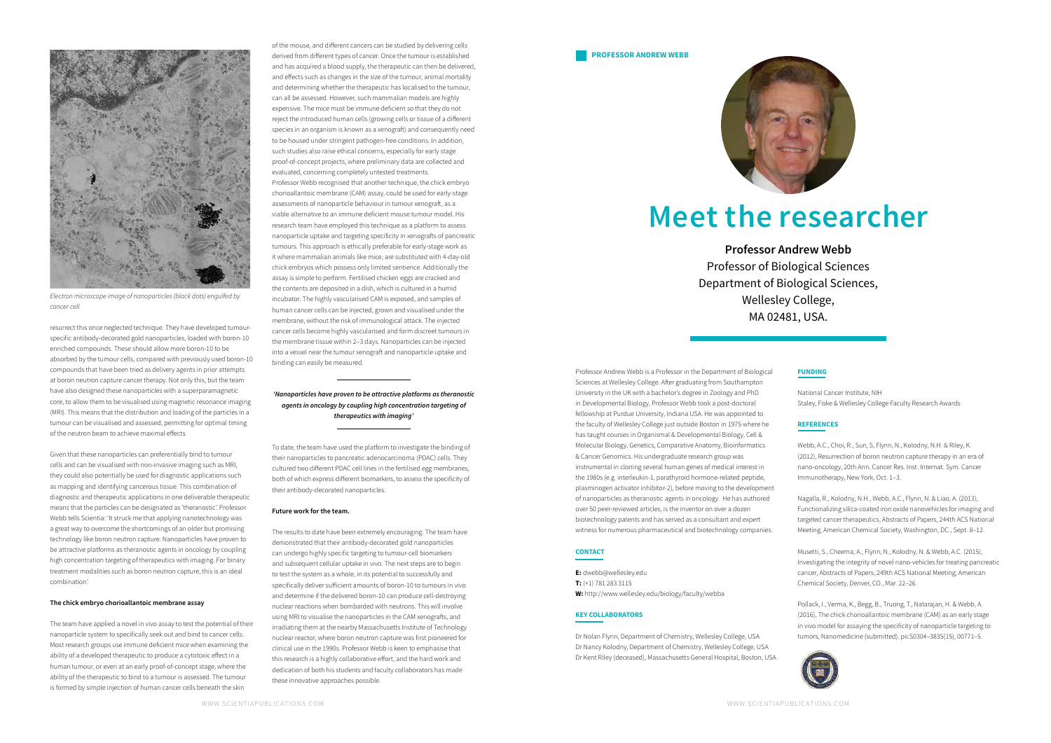*Electron microscope image of nanoparticles (black dots) engulfed by cancer cell*

resurrect this once neglected technique. They have developed tumour-specific antibody-decorated gold nanoparticles, loaded with boron-10 enriched compounds. These should allow more boron-10 to be absorbed by the tumour cells, compared with previously used boron-10 compounds that have been tried as delivery agents in prior attempts at boron neutron capture cancer therapy. Not only this, but the team have also designed these nanoparticles with a superparamagnetic core, to allow them to be visualised using magnetic resonance imaging (MRI). This means that the distribution and loading of the particles in a tumour can be visualised and assessed, permitting for optimal timing of the neutron beam to achieve maximal effects.

Given that these nanoparticles can preferentially bind to tumour cells and can be visualised with non-invasive imaging such as MRI, they could also potentially be used for diagnostic applications such as mapping and identifying cancerous tissue. This combination of diagnostic and therapeutic applications in one deliverable therapeutic means that the particles can be designated as 'theranostic'. Professor Webb tells Scientia: 'It struck me that applying nanotechnology was a great way to overcome the shortcomings of an older but promising technology like boron neutron capture. Nanoparticles have proven to be attractive platforms as theranostic agents in oncology by coupling high concentration targeting of therapeutics with imaging. For binary treatment modalities such as boron neutron capture, this is an ideal combination'.

**The chick embryo chorioallantoic membrane assay**

The team have applied a novel in vivo assay to test the potential of their nanoparticle system to specifically seek out and bind to cancer cells. Most research groups use immune deficient mice when examining the ability of a developed therapeutic to produce a cytotoxic effect in a human tumour, or even at an early proof-of-concept stage, where the ability of the therapeutic to bind to a tumour is assessed. The tumour is formed by simple injection of human cancer cells beneath the skin of the mouse, and different cancers can be studied by delivering cells derived from different types of cancer. Once the tumour is established and has acquired a blood supply, the therapeutic can then be delivered, and effects such as changes in the size of the tumour, animal mortality and determining whether the therapeutic has localised to the tumour, can all be assessed. However, such mammalian models are highly expensive. The mice must be immune deficient so that they do not reject the introduced human cells (growing cells or tissue of a different species in an organism is known as a xenograft) and consequently need to be housed under stringent pathogen-free conditions. In addition, such studies also raise ethical concerns, especially for early stage proof-of-concept projects, where preliminary data are collected and evaluated, concerning completely untested treatments.

Professor Webb recognised that another technique, the chick embryo chorioallantoic membrane (CAM) assay, could be used for early-stage assessments of nanoparticle behaviour in tumour xenograft, as a viable alternative to an immune deficient mouse tumour model. His research team have employed this technique as a platform to assess nanoparticle uptake and targeting specificity in xenografts of pancreatic tumours. This approach is ethically preferable for early-stage work as it where mammalian animals like mice, are substituted with 4-day-old chick embryos which possess only limited sentience. Additionally the assay is simple to perform. Fertilised chicken eggs are cracked and the contents are deposited in a dish, which is cultured in a humid incubator. The highly vascularised CAM is exposed, and samples of human cancer cells can be injected, grown and visualised under the membrane, without the risk of immunological attack. The injected cancer cells become highly vascularised and form discreet tumours in the membrane tissue within 2–3 days. Nanoparticles can be injected into a vessel near the tumour xenograft and nanoparticle uptake and binding can easily be measured.

*'Nanoparticles have proven to be attractive platforms as theranostic agents in oncology by coupling high concentration targeting of therapeutics with imaging'*

To date, the team have used the platform to investigate the binding of their nanoparticles to pancreatic adenocarcinoma (PDAC) cells. They cultured two different PDAC cell lines in the fertilised egg membranes, both of which express different biomarkers, to assess the specificity of their antibody-decorated nanoparticles.

**Future work for the team.**

The results to date have been extremely encouraging. The team have demonstrated that their antibody-decorated gold nanoparticles can undergo highly specific targeting to tumour-cell biomarkers and subsequent cellular uptake in vivo. The next steps are to begin to test the system as a whole, in its potential to successfully and specifically deliver sufficient amounts of boron-10 to tumours in vivo and determine if the delivered boron-10 can produce cell-destroying nuclear reactions when bombarded with neutrons. This will involve using MRI to visualise the nanoparticles in the CAM xenografts, and irradiating them at the nearby Massachusetts Institute of Technology nuclear reactor, where boron neutron capture was first pioneered for clinical use in the 1990s. Professor Webb is keen to emphasise that this research is a highly collaborative effort, and the hard work and dedication of both his students and faculty collaborators has made these innovative approaches possible.

**PROFESSOR ANDREW WEBB**

# Meet the researcher

**Professor Andrew Webb**
Professor of Biological Sciences
Department of Biological Sciences,
Wellesley College,
MA 02481, USA.

Professor Andrew Webb is a Professor in the Department of Biological Sciences at Wellesley College. After graduating from Southampton University in the UK with a bachelor's degree in Zoology and PhD in Developmental Biology, Professor Webb took a post-doctoral fellowship at Purdue University, Indiana USA. He was appointed to the faculty of Wellesley College just outside Boston in 1975 where he has taught courses in Organismal & Developmental Biology, Cell & Molecular Biology, Genetics, Comparative Anatomy, Bioinformatics & Cancer Genomics. His undergraduate research group was instrumental in cloning several human genes of medical interest in the 1980s (e.g. interleukin-1, parathyroid hormone-related peptide, plasminogen activator inhibitor-2), before moving to the development of nanoparticles as theranostic agents in oncology. He has authored over 50 peer-reviewed articles, is the inventor on over a dozen biotechnology patents and has served as a consultant and expert witness for numerous pharmaceutical and biotechnology companies.

**CONTACT**

**E:** dwebb@wellesley.edu
**T:** (+1) 781 283 3115
**W:** http://www.wellesley.edu/biology/faculty/webba

**KEY COLLABORATORS**

Dr Nolan Flynn, Department of Chemistry, Wellesley College, USA
Dr Nancy Kolodny, Department of Chemistry, Wellesley College, USA
Dr Kent Riley (deceased), Massachusetts General Hospital, Boston, USA

**FUNDING**

National Cancer Institute, NIH
Staley, Fiske & Wellesley College Faculty Research Awards

**REFERENCES**

Webb, A.C., Choi, R., Sun, S, Flynn, N., Kolodny, N.H. & Riley, K. (2012), Resurrection of boron neutron capture therapy in an era of nano-oncology, 20th Ann. Cancer Res. Inst. Internat. Sym. Cancer Immunotherapy, New York, Oct. 1–3.

Nagalla, R., Kolodny, N.H., Webb, A.C., Flynn, N. & Liao, A. (2013), Functionalizing silica-coated iron oxide nanovehicles for imaging and targeted cancer therapeutics, Abstracts of Papers, 244th ACS National Meeting; American Chemical Society, Washington, DC., Sept. 8–12.

Musetti, S., Cheema, A., Flynn, N., Kolodny, N. & Webb, A.C. (2015), Investigating the integrity of novel nano-vehicles for treating pancreatic cancer, Abstracts of Papers, 249th ACS National Meeting; American Chemical Society, Denver, CO., Mar. 22–26.

Pollack, I., Verma, K., Begg, B., Truong, T., Natarajan, H. & Webb, A. (2016), The chick chorioallantoic membrane (CAM) as an early stage in vivo model for assaying the specificity of nanoparticle targeting to tumors, Nanomedicine (submitted). pii:S0304–3835(15), 00771–5.